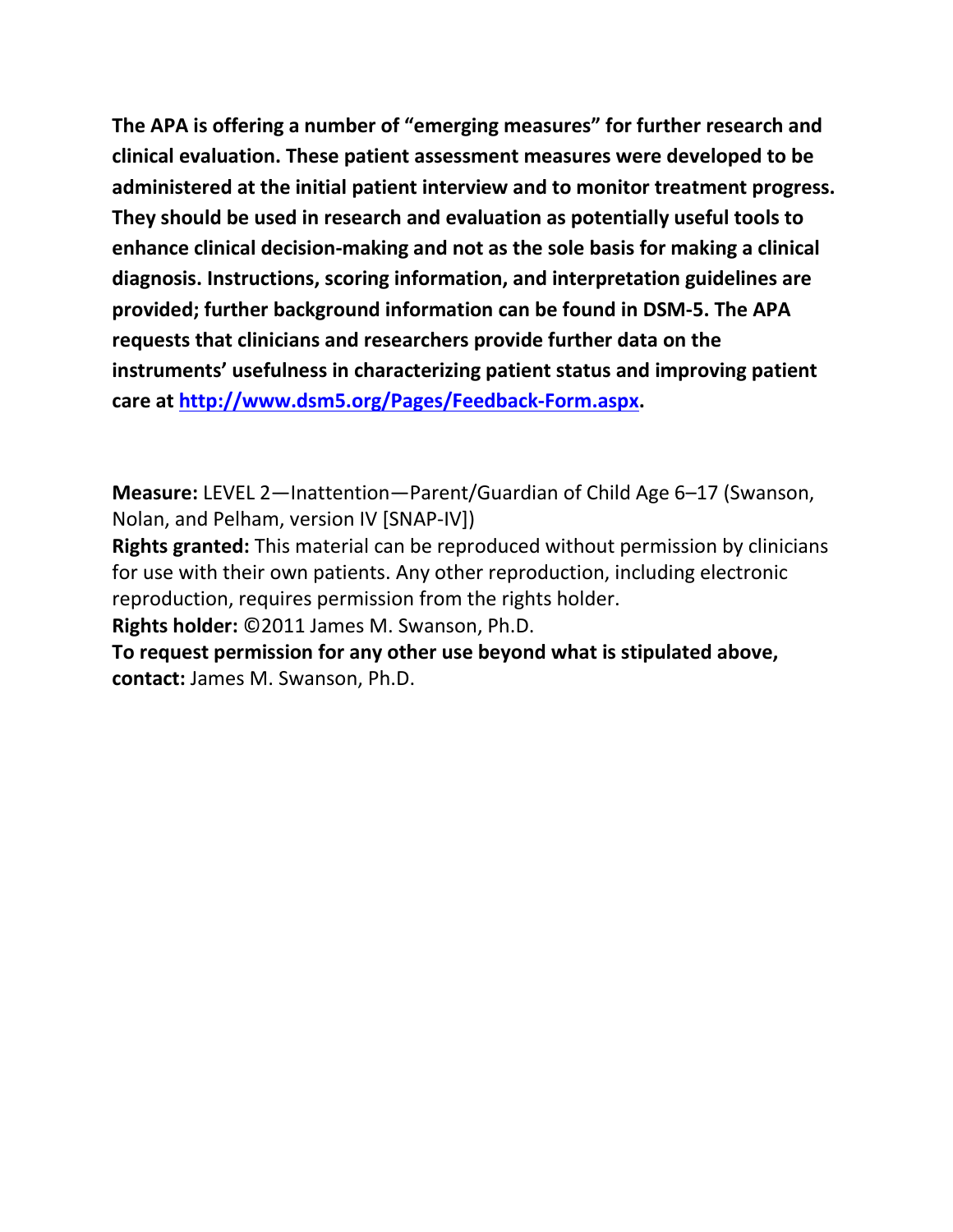**The APA is offering a number of "emerging measures" for further research and clinical evaluation. These patient assessment measures were developed to be administered at the initial patient interview and to monitor treatment progress. They should be used in research and evaluation as potentially useful tools to enhance clinical decision-making and not as the sole basis for making a clinical diagnosis. Instructions, scoring information, and interpretation guidelines are provided; further background information can be found in DSM-5. The APA requests that clinicians and researchers provide further data on the instruments' usefulness in characterizing patient status and improving patient care at [http://www.dsm5.org/Pages/Feedback-Form.aspx](http://www.dsm5.org/Pages/Feedback-Form.aspx).**

**Measure:** LEVEL 2—Inattention—Parent/Guardian of Child Age 6–17 (Swanson, Nolan, and Pelham, version IV [SNAP-IV])

**Rights granted:** This material can be reproduced without permission by clinicians for use with their own patients. Any other reproduction, including electronic reproduction, requires permission from the rights holder.

**Rights holder:** ©2011 James M. Swanson, Ph.D.

**To request permission for any other use beyond what is stipulated above, contact:** James M. Swanson, Ph.D.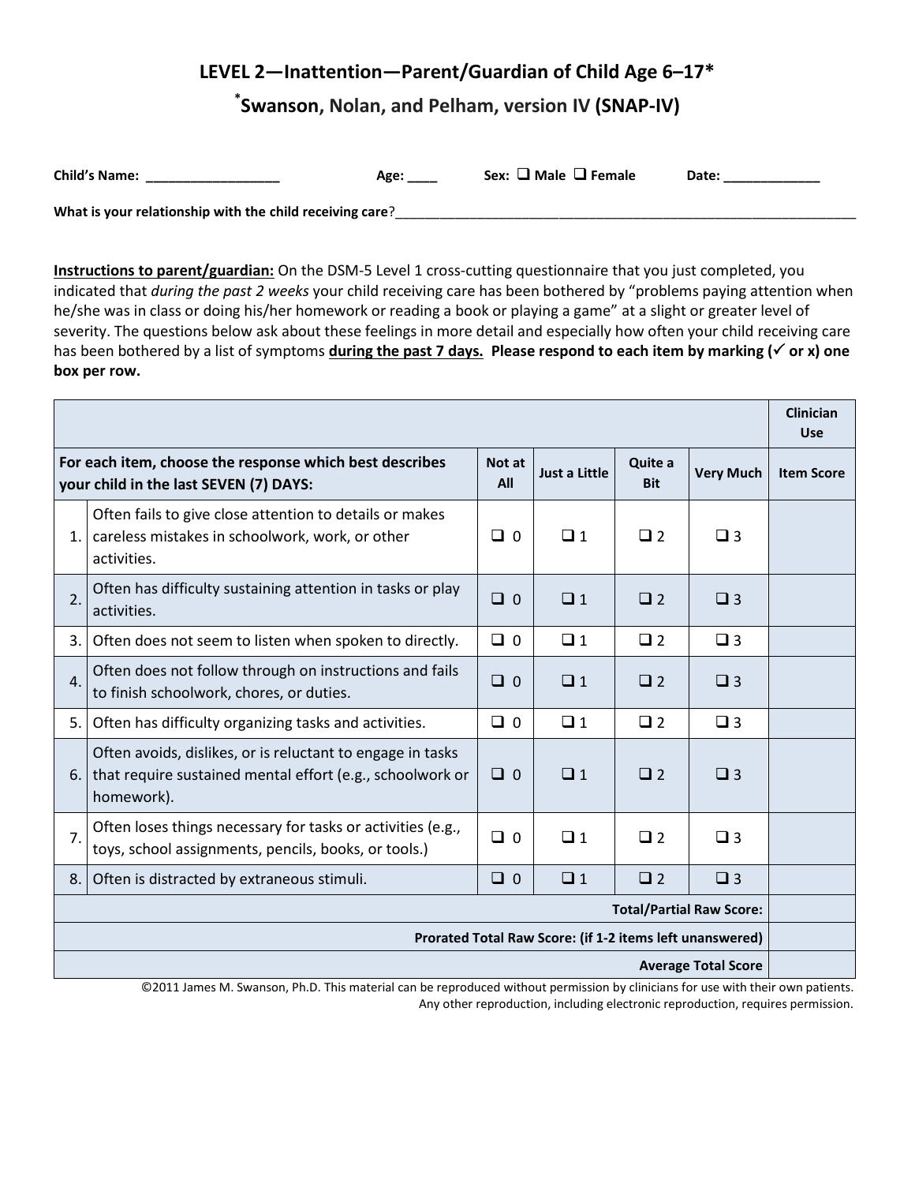# LEVEL 2—Inattention—Parent/Guardian of Child Age 6–17*

## *Swanson, Nolan, and Pelham, version IV (SNAP-IV)

**Child's Name:** __________________ **Age:** ____ **Sex:** ❑ **Male** ❑ **Female** **Date:** _____________

**What is your relationship with the child receiving care**?_________________________________________________________________

**Instructions to parent/guardian:** On the DSM-5 Level 1 cross-cutting questionnaire that you just completed, you indicated that *during the past 2 weeks* your child receiving care has been bothered by "problems paying attention when he/she was in class or doing his/her homework or reading a book or playing a game" at a slight or greater level of severity. The questions below ask about these feelings in more detail and especially how often your child receiving care has been bothered by a list of symptoms **during the past 7 days. Please respond to each item by marking (✓ or x) one box per row.**

| | | | | | | Clinician Use |
|---|---|---|---|---|---|---|
| **For each item, choose the response which best describes your child in the last SEVEN (7) DAYS:** | | **Not at All** | **Just a Little** | **Quite a Bit** | **Very Much** | **Item Score** |
| 1. | Often fails to give close attention to details or makes careless mistakes in schoolwork, work, or other activities. | ❑ 0 | ❑ 1 | ❑ 2 | ❑ 3 | |
| 2. | Often has difficulty sustaining attention in tasks or play activities. | ❑ 0 | ❑ 1 | ❑ 2 | ❑ 3 | |
| 3. | Often does not seem to listen when spoken to directly. | ❑ 0 | ❑ 1 | ❑ 2 | ❑ 3 | |
| 4. | Often does not follow through on instructions and fails to finish schoolwork, chores, or duties. | ❑ 0 | ❑ 1 | ❑ 2 | ❑ 3 | |
| 5. | Often has difficulty organizing tasks and activities. | ❑ 0 | ❑ 1 | ❑ 2 | ❑ 3 | |
| 6. | Often avoids, dislikes, or is reluctant to engage in tasks that require sustained mental effort (e.g., schoolwork or homework). | ❑ 0 | ❑ 1 | ❑ 2 | ❑ 3 | |
| 7. | Often loses things necessary for tasks or activities (e.g., toys, school assignments, pencils, books, or tools.) | ❑ 0 | ❑ 1 | ❑ 2 | ❑ 3 | |
| 8. | Often is distracted by extraneous stimuli. | ❑ 0 | ❑ 1 | ❑ 2 | ❑ 3 | |
| | | | | | **Total/Partial Raw Score:** | |
| | | | | | **Prorated Total Raw Score: (if 1-2 items left unanswered)** | |
| | | | | | **Average Total Score** | |

©2011 James M. Swanson, Ph.D. This material can be reproduced without permission by clinicians for use with their own patients. Any other reproduction, including electronic reproduction, requires permission.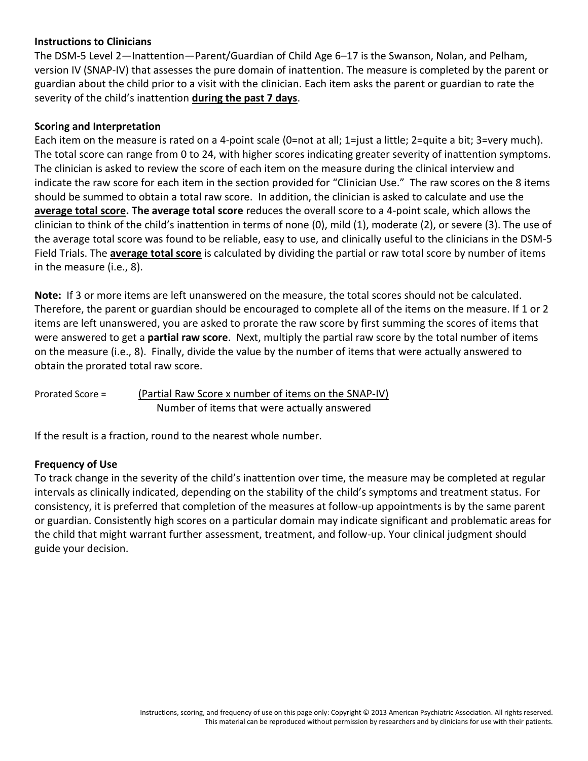**Instructions to Clinicians**

The DSM-5 Level 2—Inattention—Parent/Guardian of Child Age 6–17 is the Swanson, Nolan, and Pelham, version IV (SNAP-IV) that assesses the pure domain of inattention. The measure is completed by the parent or guardian about the child prior to a visit with the clinician. Each item asks the parent or guardian to rate the severity of the child's inattention **during the past 7 days**.

**Scoring and Interpretation**

Each item on the measure is rated on a 4-point scale (0=not at all; 1=just a little; 2=quite a bit; 3=very much). The total score can range from 0 to 24, with higher scores indicating greater severity of inattention symptoms. The clinician is asked to review the score of each item on the measure during the clinical interview and indicate the raw score for each item in the section provided for "Clinician Use." The raw scores on the 8 items should be summed to obtain a total raw score. In addition, the clinician is asked to calculate and use the **average total score. The average total score** reduces the overall score to a 4-point scale, which allows the clinician to think of the child's inattention in terms of none (0), mild (1), moderate (2), or severe (3). The use of the average total score was found to be reliable, easy to use, and clinically useful to the clinicians in the DSM-5 Field Trials. The **average total score** is calculated by dividing the partial or raw total score by number of items in the measure (i.e., 8).

**Note:** If 3 or more items are left unanswered on the measure, the total scores should not be calculated. Therefore, the parent or guardian should be encouraged to complete all of the items on the measure. If 1 or 2 items are left unanswered, you are asked to prorate the raw score by first summing the scores of items that were answered to get a **partial raw score**. Next, multiply the partial raw score by the total number of items on the measure (i.e., 8). Finally, divide the value by the number of items that were actually answered to obtain the prorated total raw score.

$$\text{Prorated Score} = \frac{\text{(Partial Raw Score x number of items on the SNAP-IV)}}{\text{Number of items that were actually answered}}$$

If the result is a fraction, round to the nearest whole number.

**Frequency of Use**

To track change in the severity of the child's inattention over time, the measure may be completed at regular intervals as clinically indicated, depending on the stability of the child's symptoms and treatment status. For consistency, it is preferred that completion of the measures at follow-up appointments is by the same parent or guardian. Consistently high scores on a particular domain may indicate significant and problematic areas for the child that might warrant further assessment, treatment, and follow-up. Your clinical judgment should guide your decision.

Instructions, scoring, and frequency of use on this page only: Copyright © 2013 American Psychiatric Association. All rights reserved. This material can be reproduced without permission by researchers and by clinicians for use with their patients.